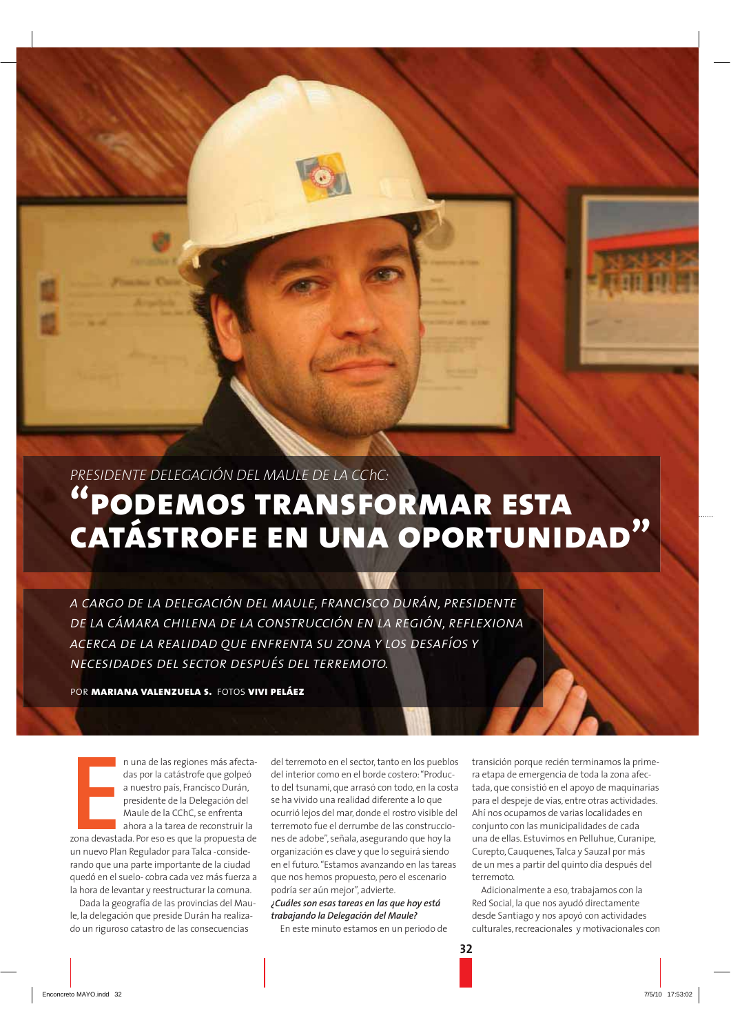*PRESIDENTE DELEGACIÓN DEL MAULE DE LA CChC:*

# "PODEMOS TRANSFORMAR ESTA CATÁSTROFE EN UNA OPORTUNIDAD"

*A CARGO DE LA DELEGACIÓN DEL MAULE, FRANCISCO DURÁN, PRESIDENTE DE LA CÁMARA CHILENA DE LA CONSTRUCCIÓN EN LA REGIÓN, REFLEXIONA ACERCA DE LA REALIDAD QUE ENFRENTA SU ZONA Y LOS DESAFÍOS Y NECESIDADES DEL SECTOR DESPUÉS DEL TERREMOTO.*

POR **MARIANA VALENZUELA S.** FOTOS **VIVI PELÁEZ**

En una de las regiones más afectadas por la catástrofe que golpeó a nuestro país, Francisco Durán, presidente de la Delegación del Maule de la CChC, se enfrenta ahora a la tarea de reconstruir la zona devastada. Por eso es que la propuesta de un nuevo Plan Regulador para Talca -considerando que una parte importante de la ciudad quedó en el suelo- cobra cada vez más fuerza a la hora de levantar y reestructurar la comuna.

Dada la geografía de las provincias del Maule, la delegación que preside Durán ha realizado un riguroso catastro de las consecuencias del terremoto en el sector, tanto en los pueblos del interior como en el borde costero: "Producto del tsunami, que arrasó con todo, en la costa se ha vivido una realidad diferente a lo que ocurrió lejos del mar, donde el rostro visible del terremoto fue el derrumbe de las construcciones de adobe", señala, asegurando que hoy la organización es clave y que lo seguirá siendo en el futuro. "Estamos avanzando en las tareas que nos hemos propuesto, pero el escenario podría ser aún mejor", advierte.

***¿Cuáles son esas tareas en las que hoy está trabajando la Delegación del Maule?***

En este minuto estamos en un periodo de transición porque recién terminamos la primera etapa de emergencia de toda la zona afectada, que consistió en el apoyo de maquinarias para el despeje de vías, entre otras actividades. Ahí nos ocupamos de varias localidades en conjunto con las municipalidades de cada una de ellas. Estuvimos en Pelluhue, Curanipe, Curepto, Cauquenes, Talca y Sauzal por más de un mes a partir del quinto día después del terremoto.

Adicionalmente a eso, trabajamos con la Red Social, la que nos ayudó directamente desde Santiago y nos apoyó con actividades culturales, recreacionales y motivacionales con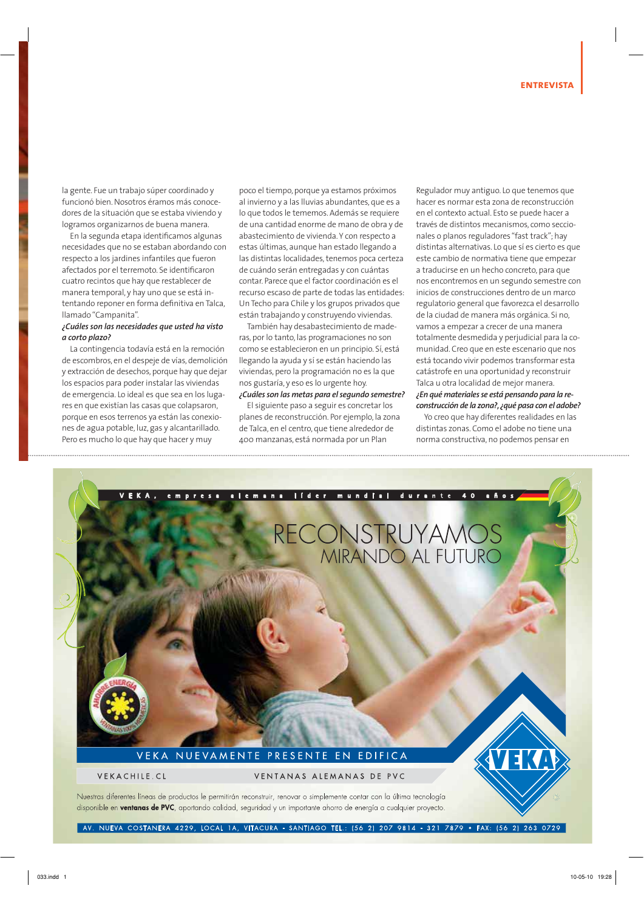la gente. Fue un trabajo súper coordinado y funcionó bien. Nosotros éramos más conocedores de la situación que se estaba viviendo y logramos organizarnos de buena manera.

En la segunda etapa identificamos algunas necesidades que no se estaban abordando con respecto a los jardines infantiles que fueron afectados por el terremoto. Se identificaron cuatro recintos que hay que restablecer de manera temporal, y hay uno que se está intentando reponer en forma definitiva en Talca, llamado "Campanita".

***¿Cuáles son las necesidades que usted ha visto a corto plazo?***

La contingencia todavía está en la remoción de escombros, en el despeje de vías, demolición y extracción de desechos, porque hay que dejar los espacios para poder instalar las viviendas de emergencia. Lo ideal es que sea en los lugares en que existían las casas que colapsaron, porque en esos terrenos ya están las conexiones de agua potable, luz, gas y alcantarillado. Pero es mucho lo que hay que hacer y muy poco el tiempo, porque ya estamos próximos al invierno y a las lluvias abundantes, que es a lo que todos le tememos. Además se requiere de una cantidad enorme de mano de obra y de abastecimiento de vivienda. Y con respecto a estas últimas, aunque han estado llegando a las distintas localidades, tenemos poca certeza de cuándo serán entregadas y con cuántas contar. Parece que el factor coordinación es el recurso escaso de parte de todas las entidades: Un Techo para Chile y los grupos privados que están trabajando y construyendo viviendas.

También hay desabastecimiento de maderas, por lo tanto, las programaciones no son como se establecieron en un principio. Sí, está llegando la ayuda y sí se están haciendo las viviendas, pero la programación no es la que nos gustaría, y eso es lo urgente hoy.

***¿Cuáles son las metas para el segundo semestre?***

El siguiente paso a seguir es concretar los planes de reconstrucción. Por ejemplo, la zona de Talca, en el centro, que tiene alrededor de 400 manzanas, está normada por un Plan Regulador muy antiguo. Lo que tenemos que hacer es normar esta zona de reconstrucción en el contexto actual. Esto se puede hacer a través de distintos mecanismos, como seccionales o planos reguladores "fast track"; hay distintas alternativas. Lo que sí es cierto es que este cambio de normativa tiene que empezar a traducirse en un hecho concreto, para que nos encontremos en un segundo semestre con inicios de construcciones dentro de un marco regulatorio general que favorezca el desarrollo de la ciudad de manera más orgánica. Si no, vamos a empezar a crecer de una manera totalmente desmedida y perjudicial para la comunidad. Creo que en este escenario que nos está tocando vivir podemos transformar esta catástrofe en una oportunidad y reconstruir Talca u otra localidad de mejor manera.

***¿En qué materiales se está pensando para la reconstrucción de la zona?, ¿qué pasa con el adobe?***

Yo creo que hay diferentes realidades en las distintas zonas. Como el adobe no tiene una norma constructiva, no podemos pensar en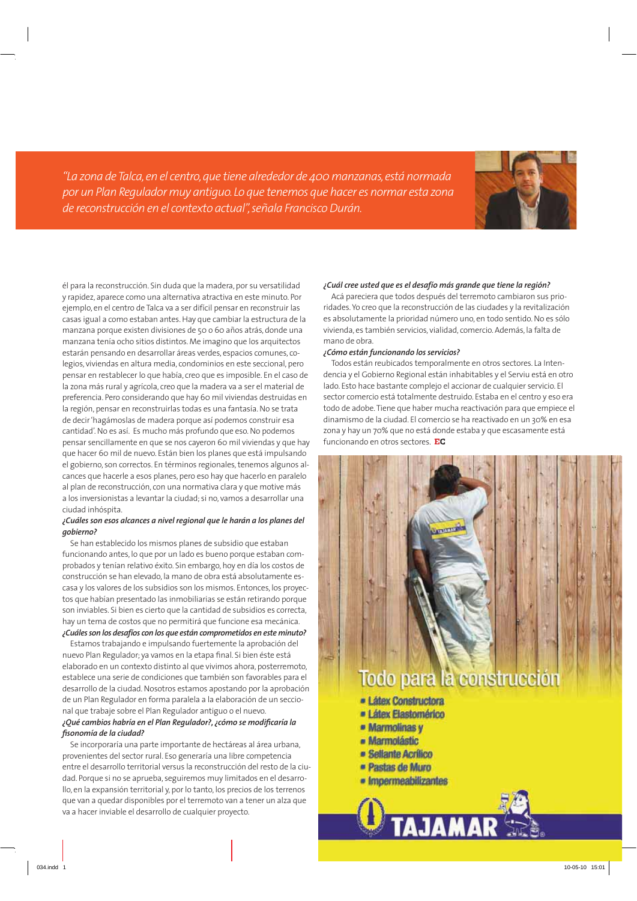*"La zona de Talca, en el centro, que tiene alrededor de 400 manzanas, está normada por un Plan Regulador muy antiguo. Lo que tenemos que hacer es normar esta zona de reconstrucción en el contexto actual", señala Francisco Durán.*

él para la reconstrucción. Sin duda que la madera, por su versatilidad y rapidez, aparece como una alternativa atractiva en este minuto. Por ejemplo, en el centro de Talca va a ser difícil pensar en reconstruir las casas igual a como estaban antes. Hay que cambiar la estructura de la manzana porque existen divisiones de 50 o 60 años atrás, donde una manzana tenía ocho sitios distintos. Me imagino que los arquitectos estarán pensando en desarrollar áreas verdes, espacios comunes, colegios, viviendas en altura media, condominios en este seccional, pero pensar en restablecer lo que había, creo que es imposible. En el caso de la zona más rural y agrícola, creo que la madera va a ser el material de preferencia. Pero considerando que hay 60 mil viviendas destruidas en la región, pensar en reconstruirlas todas es una fantasía. No se trata de decir 'hagámoslas de madera porque así podemos construir esa cantidad'. No es así. Es mucho más profundo que eso. No podemos pensar sencillamente en que se nos cayeron 60 mil viviendas y que hay que hacer 60 mil de nuevo. Están bien los planes que está impulsando el gobierno, son correctos. En términos regionales, tenemos algunos alcances que hacerle a esos planes, pero eso hay que hacerlo en paralelo al plan de reconstrucción, con una normativa clara y que motive más a los inversionistas a levantar la ciudad; si no, vamos a desarrollar una ciudad inhóspita.

***¿Cuáles son esos alcances a nivel regional que le harán a los planes del gobierno?***

Se han establecido los mismos planes de subsidio que estaban funcionando antes, lo que por un lado es bueno porque estaban comprobados y tenían relativo éxito. Sin embargo, hoy en día los costos de construcción se han elevado, la mano de obra está absolutamente escasa y los valores de los subsidios son los mismos. Entonces, los proyectos que habían presentado las inmobiliarias se están retirando porque son inviables. Si bien es cierto que la cantidad de subsidios es correcta, hay un tema de costos que no permitirá que funcione esa mecánica.

***¿Cuáles son los desafíos con los que están comprometidos en este minuto?***

Estamos trabajando e impulsando fuertemente la aprobación del nuevo Plan Regulador; ya vamos en la etapa final. Si bien éste está elaborado en un contexto distinto al que vivimos ahora, posterremoto, establece una serie de condiciones que también son favorables para el desarrollo de la ciudad. Nosotros estamos apostando por la aprobación de un Plan Regulador en forma paralela a la elaboración de un seccional que trabaje sobre el Plan Regulador antiguo o el nuevo.

***¿Qué cambios habría en el Plan Regulador?, ¿cómo se modificaría la fisonomía de la ciudad?***

Se incorporaría una parte importante de hectáreas al área urbana, provenientes del sector rural. Eso generaría una libre competencia entre el desarrollo territorial versus la reconstrucción del resto de la ciudad. Porque si no se aprueba, seguiremos muy limitados en el desarrollo, en la expansión territorial y, por lo tanto, los precios de los terrenos que van a quedar disponibles por el terremoto van a tener un alza que va a hacer inviable el desarrollo de cualquier proyecto.

***¿Cuál cree usted que es el desafío más grande que tiene la región?***

Acá pareciera que todos después del terremoto cambiaron sus prioridades. Yo creo que la reconstrucción de las ciudades y la revitalización es absolutamente la prioridad número uno, en todo sentido. No es sólo vivienda, es también servicios, vialidad, comercio. Además, la falta de mano de obra.

***¿Cómo están funcionando los servicios?***

Todos están reubicados temporalmente en otros sectores. La Intendencia y el Gobierno Regional están inhabitables y el Serviu está en otro lado. Esto hace bastante complejo el accionar de cualquier servicio. El sector comercio está totalmente destruido. Estaba en el centro y eso era todo de adobe. Tiene que haber mucha reactivación para que empiece el dinamismo de la ciudad. El comercio se ha reactivado en un 30% en esa zona y hay un 70% que no está donde estaba y que escasamente está funcionando en otros sectores. **EC**

Todo para la construcción

- Látex Constructora
- Látex Elastomérico
- Marmolinas y Marmolástic
- Sellante Acrílico
- Pastas de Muro
- Impermeabilizantes

TAJAMAR